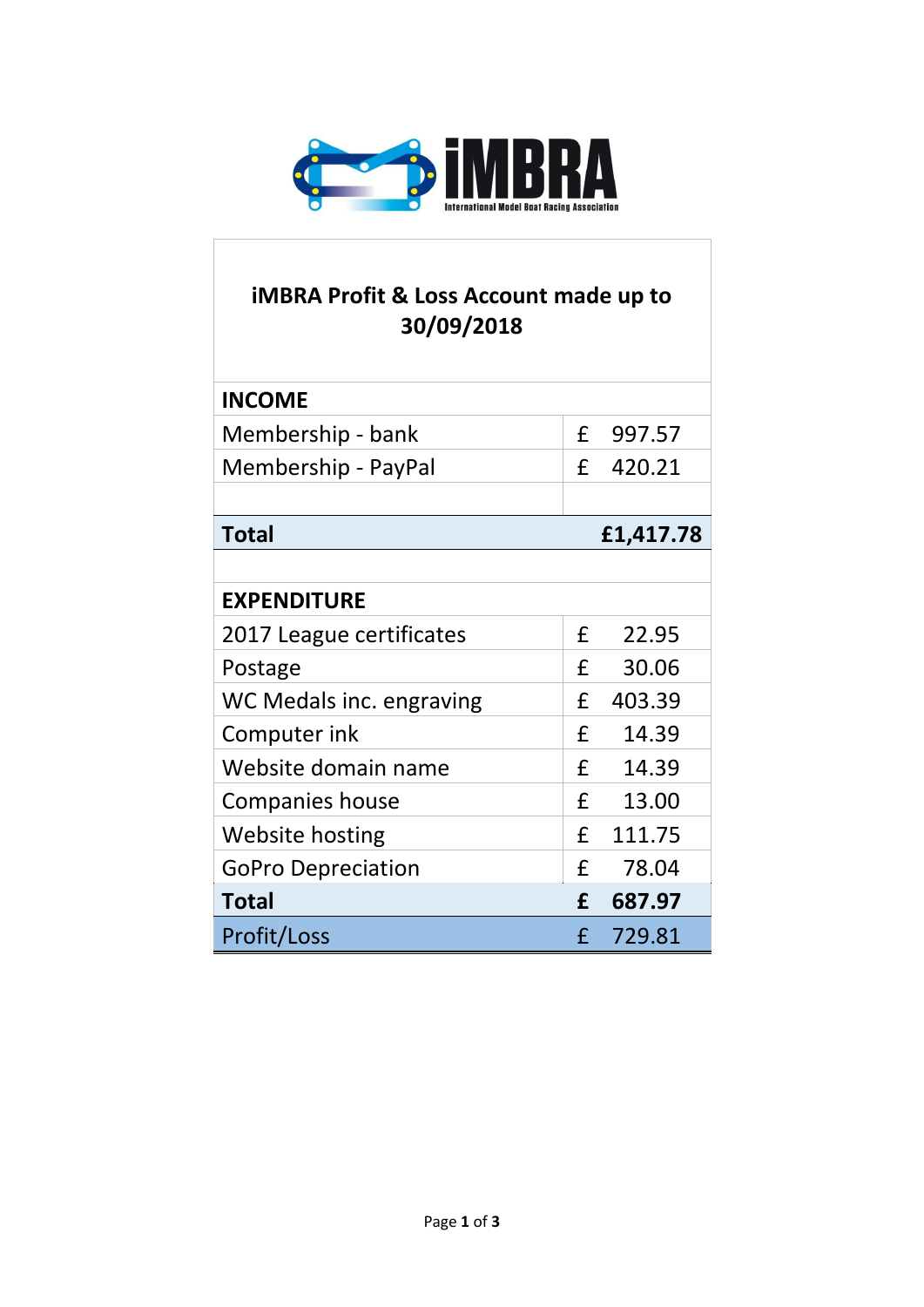iMBRA

International Model Boat Racing Association

# iMBRA Profit & Loss Account made up to 30/09/2018

| | |
|---|---|
| **INCOME** | |
| Membership - bank | £ 997.57 |
| Membership - PayPal | £ 420.21 |
| | |
| **Total** | **£1,417.78** |
| | |
| **EXPENDITURE** | |
| 2017 League certificates | £ 22.95 |
| Postage | £ 30.06 |
| WC Medals inc. engraving | £ 403.39 |
| Computer ink | £ 14.39 |
| Website domain name | £ 14.39 |
| Companies house | £ 13.00 |
| Website hosting | £ 111.75 |
| GoPro Depreciation | £ 78.04 |
| **Total** | **£ 687.97** |
| Profit/Loss | £ 729.81 |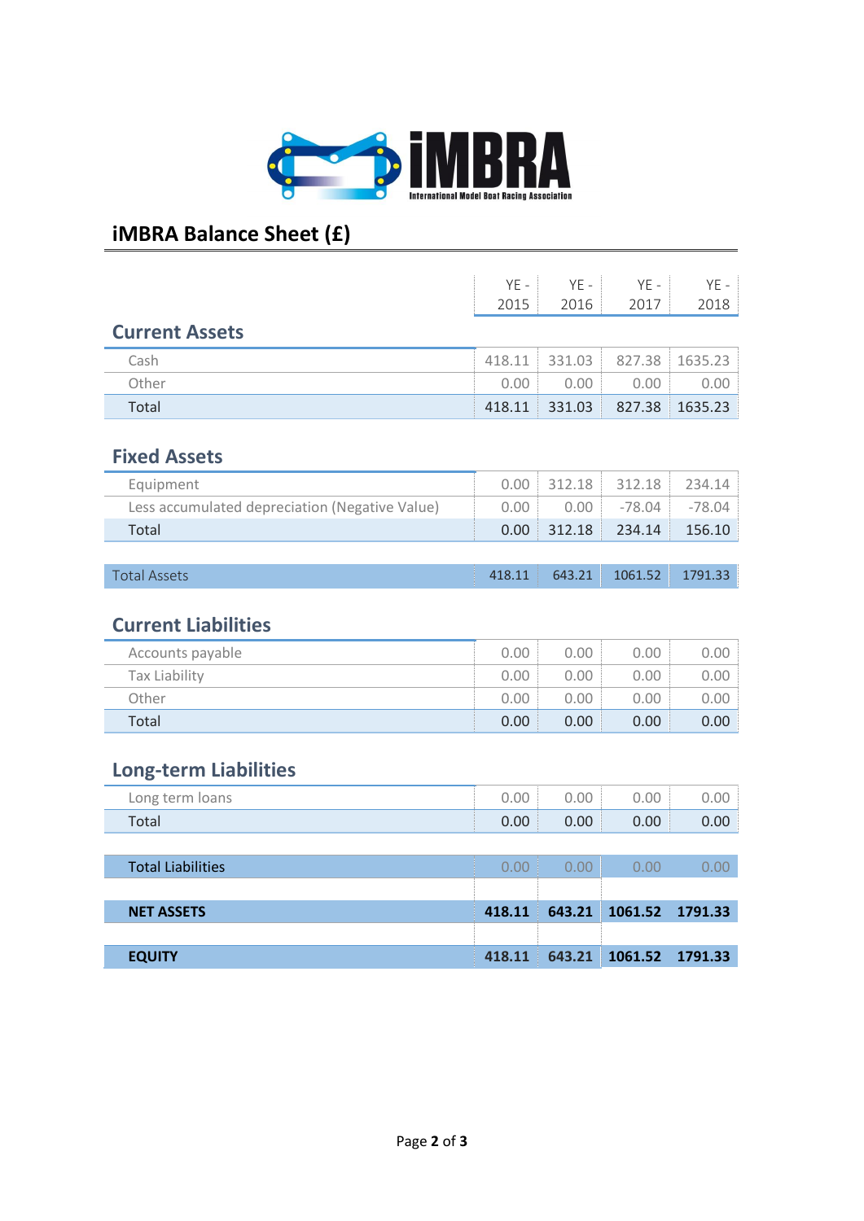iMBRA

International Model Boat Racing Association

# iMBRA Balance Sheet (£)

| | YE - 2015 | YE - 2016 | YE - 2017 | YE - 2018 |
|---|---|---|---|---|
| **Current Assets** | | | | |
| Cash | 418.11 | 331.03 | 827.38 | 1635.23 |
| Other | 0.00 | 0.00 | 0.00 | 0.00 |
| Total | 418.11 | 331.03 | 827.38 | 1635.23 |
| **Fixed Assets** | | | | |
| Equipment | 0.00 | 312.18 | 312.18 | 234.14 |
| Less accumulated depreciation (Negative Value) | 0.00 | 0.00 | -78.04 | -78.04 |
| Total | 0.00 | 312.18 | 234.14 | 156.10 |
| Total Assets | 418.11 | 643.21 | 1061.52 | 1791.33 |
| **Current Liabilities** | | | | |
| Accounts payable | 0.00 | 0.00 | 0.00 | 0.00 |
| Tax Liability | 0.00 | 0.00 | 0.00 | 0.00 |
| Other | 0.00 | 0.00 | 0.00 | 0.00 |
| Total | 0.00 | 0.00 | 0.00 | 0.00 |
| **Long-term Liabilities** | | | | |
| Long term loans | 0.00 | 0.00 | 0.00 | 0.00 |
| Total | 0.00 | 0.00 | 0.00 | 0.00 |
| Total Liabilities | 0.00 | 0.00 | 0.00 | 0.00 |
| **NET ASSETS** | **418.11** | **643.21** | **1061.52** | **1791.33** |
| **EQUITY** | **418.11** | **643.21** | **1061.52** | **1791.33** |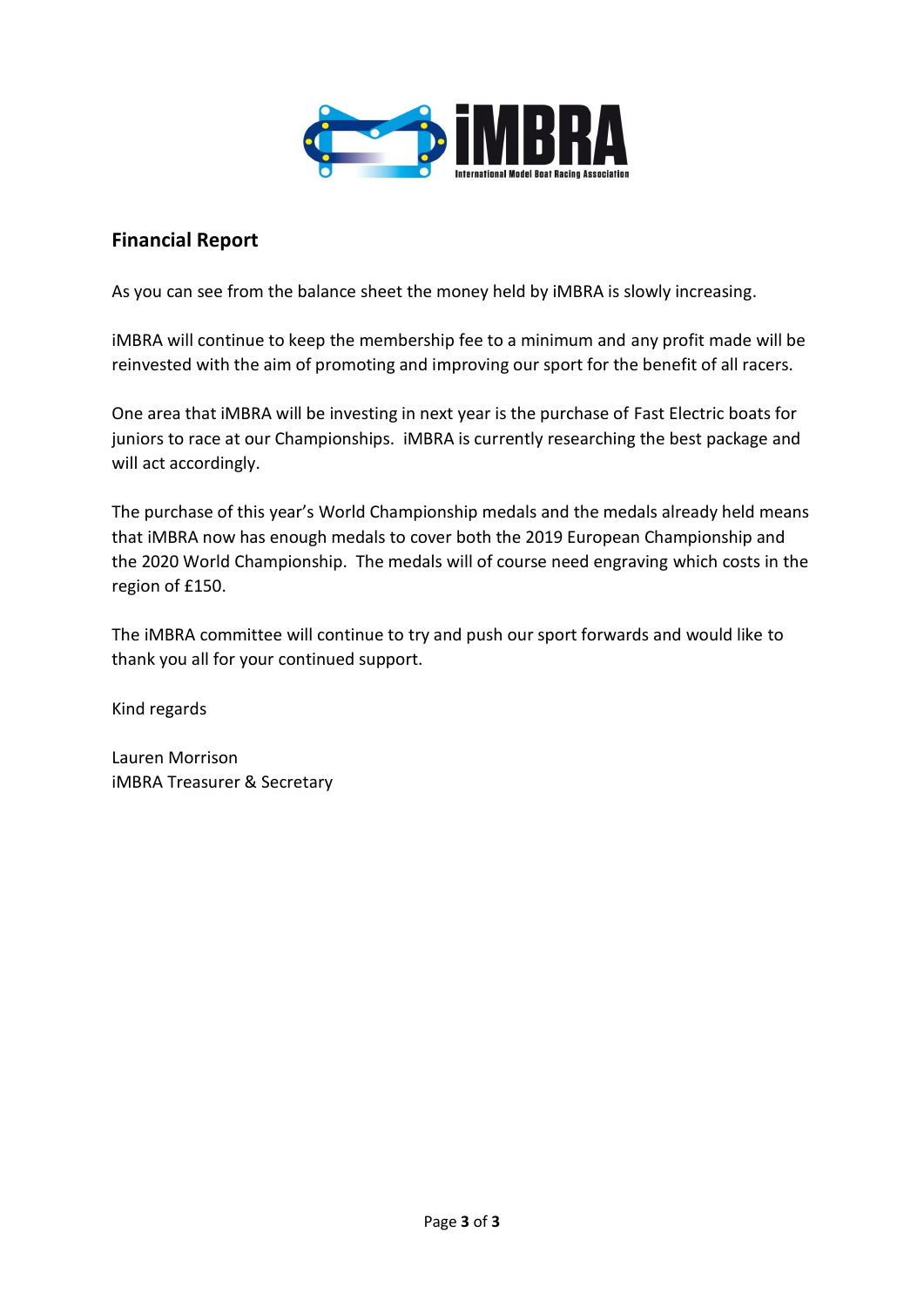## Financial Report

As you can see from the balance sheet the money held by iMBRA is slowly increasing.

iMBRA will continue to keep the membership fee to a minimum and any profit made will be reinvested with the aim of promoting and improving our sport for the benefit of all racers.

One area that iMBRA will be investing in next year is the purchase of Fast Electric boats for juniors to race at our Championships. iMBRA is currently researching the best package and will act accordingly.

The purchase of this year's World Championship medals and the medals already held means that iMBRA now has enough medals to cover both the 2019 European Championship and the 2020 World Championship. The medals will of course need engraving which costs in the region of £150.

The iMBRA committee will continue to try and push our sport forwards and would like to thank you all for your continued support.

Kind regards

Lauren Morrison
iMBRA Treasurer & Secretary